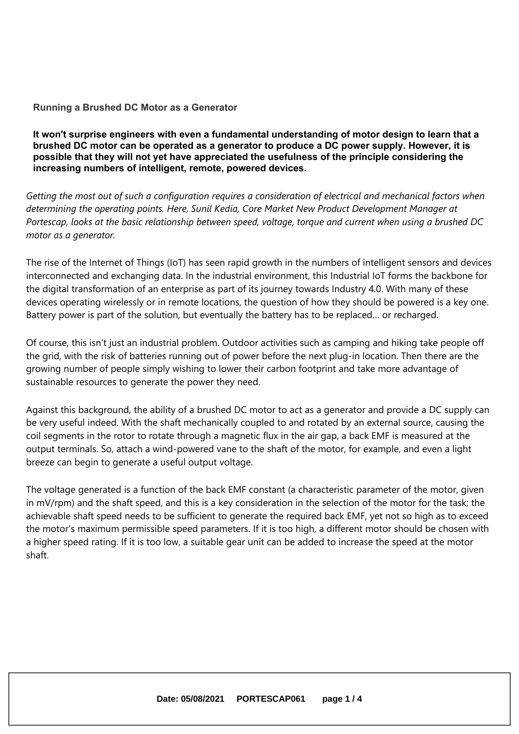# Running a Brushed DC Motor as a Generator

**It won't surprise engineers with even a fundamental understanding of motor design to learn that a brushed DC motor can be operated as a generator to produce a DC power supply. However, it is possible that they will not yet have appreciated the usefulness of the principle considering the increasing numbers of intelligent, remote, powered devices.**

*Getting the most out of such a configuration requires a consideration of electrical and mechanical factors when determining the operating points. Here, Sunil Kedia, Core Market New Product Development Manager at Portescap, looks at the basic relationship between speed, voltage, torque and current when using a brushed DC motor as a generator.*

The rise of the Internet of Things (IoT) has seen rapid growth in the numbers of intelligent sensors and devices interconnected and exchanging data. In the industrial environment, this Industrial IoT forms the backbone for the digital transformation of an enterprise as part of its journey towards Industry 4.0. With many of these devices operating wirelessly or in remote locations, the question of how they should be powered is a key one. Battery power is part of the solution, but eventually the battery has to be replaced... or recharged.

Of course, this isn't just an industrial problem. Outdoor activities such as camping and hiking take people off the grid, with the risk of batteries running out of power before the next plug-in location. Then there are the growing number of people simply wishing to lower their carbon footprint and take more advantage of sustainable resources to generate the power they need.

Against this background, the ability of a brushed DC motor to act as a generator and provide a DC supply can be very useful indeed. With the shaft mechanically coupled to and rotated by an external source, causing the coil segments in the rotor to rotate through a magnetic flux in the air gap, a back EMF is measured at the output terminals. So, attach a wind-powered vane to the shaft of the motor, for example, and even a light breeze can begin to generate a useful output voltage.

The voltage generated is a function of the back EMF constant (a characteristic parameter of the motor, given in mV/rpm) and the shaft speed, and this is a key consideration in the selection of the motor for the task; the achievable shaft speed needs to be sufficient to generate the required back EMF, yet not so high as to exceed the motor's maximum permissible speed parameters. If it is too high, a different motor should be chosen with a higher speed rating. If it is too low, a suitable gear unit can be added to increase the speed at the motor shaft.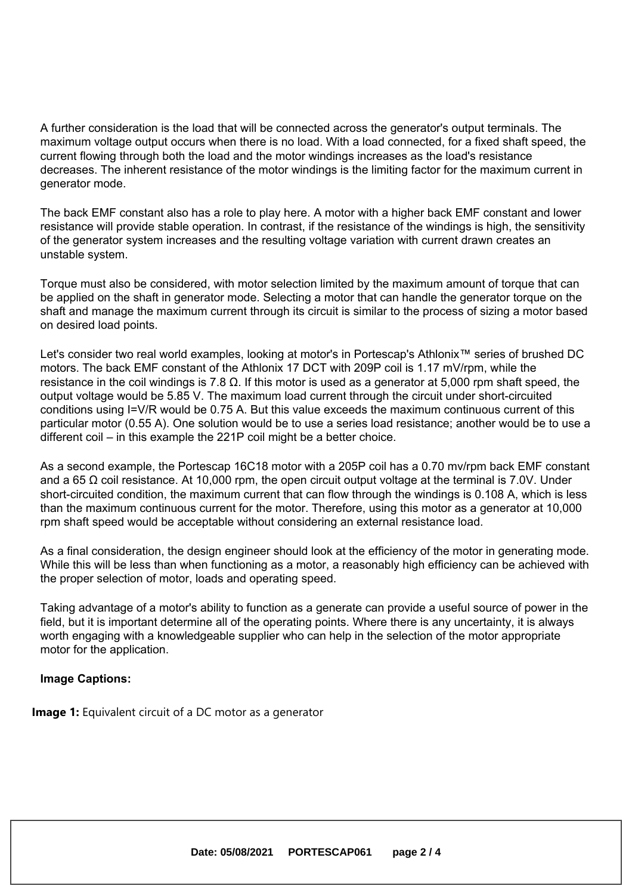A further consideration is the load that will be connected across the generator's output terminals. The maximum voltage output occurs when there is no load. With a load connected, for a fixed shaft speed, the current flowing through both the load and the motor windings increases as the load's resistance decreases. The inherent resistance of the motor windings is the limiting factor for the maximum current in generator mode.

The back EMF constant also has a role to play here. A motor with a higher back EMF constant and lower resistance will provide stable operation. In contrast, if the resistance of the windings is high, the sensitivity of the generator system increases and the resulting voltage variation with current drawn creates an unstable system.

Torque must also be considered, with motor selection limited by the maximum amount of torque that can be applied on the shaft in generator mode. Selecting a motor that can handle the generator torque on the shaft and manage the maximum current through its circuit is similar to the process of sizing a motor based on desired load points.

Let's consider two real world examples, looking at motor's in Portescap's Athlonix™ series of brushed DC motors. The back EMF constant of the Athlonix 17 DCT with 209P coil is 1.17 mV/rpm, while the resistance in the coil windings is 7.8 Ω. If this motor is used as a generator at 5,000 rpm shaft speed, the output voltage would be 5.85 V. The maximum load current through the circuit under short-circuited conditions using $I=V/R$ would be 0.75 A. But this value exceeds the maximum continuous current of this particular motor (0.55 A). One solution would be to use a series load resistance; another would be to use a different coil – in this example the 221P coil might be a better choice.

As a second example, the Portescap 16C18 motor with a 205P coil has a 0.70 mv/rpm back EMF constant and a 65 Ω coil resistance. At 10,000 rpm, the open circuit output voltage at the terminal is 7.0V. Under short-circuited condition, the maximum current that can flow through the windings is 0.108 A, which is less than the maximum continuous current for the motor. Therefore, using this motor as a generator at 10,000 rpm shaft speed would be acceptable without considering an external resistance load.

As a final consideration, the design engineer should look at the efficiency of the motor in generating mode. While this will be less than when functioning as a motor, a reasonably high efficiency can be achieved with the proper selection of motor, loads and operating speed.

Taking advantage of a motor's ability to function as a generate can provide a useful source of power in the field, but it is important determine all of the operating points. Where there is any uncertainty, it is always worth engaging with a knowledgeable supplier who can help in the selection of the motor appropriate motor for the application.

**Image Captions:**

**Image 1:** Equivalent circuit of a DC motor as a generator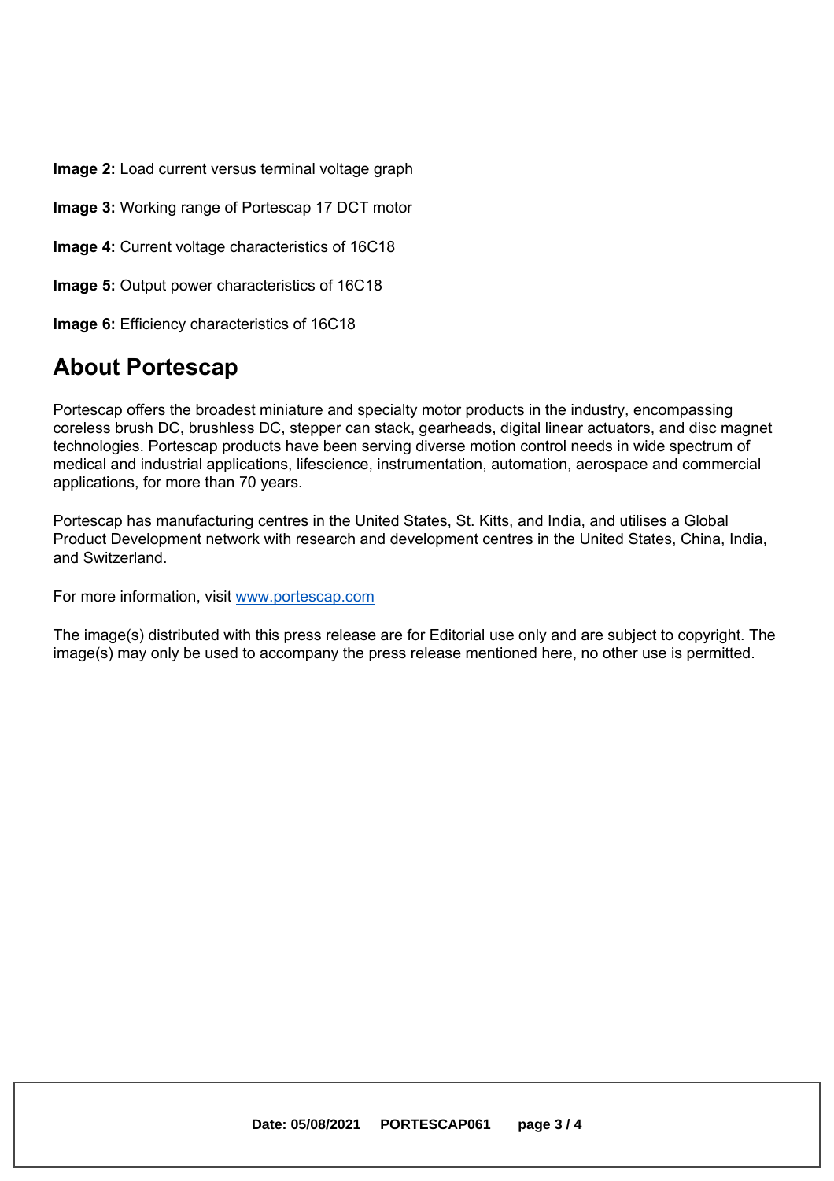**Image 2:** Load current versus terminal voltage graph

**Image 3:** Working range of Portescap 17 DCT motor

**Image 4:** Current voltage characteristics of 16C18

**Image 5:** Output power characteristics of 16C18

**Image 6:** Efficiency characteristics of 16C18

## About Portescap

Portescap offers the broadest miniature and specialty motor products in the industry, encompassing coreless brush DC, brushless DC, stepper can stack, gearheads, digital linear actuators, and disc magnet technologies. Portescap products have been serving diverse motion control needs in wide spectrum of medical and industrial applications, lifescience, instrumentation, automation, aerospace and commercial applications, for more than 70 years.

Portescap has manufacturing centres in the United States, St. Kitts, and India, and utilises a Global Product Development network with research and development centres in the United States, China, India, and Switzerland.

For more information, visit [www.portescap.com](http://www.portescap.com)

The image(s) distributed with this press release are for Editorial use only and are subject to copyright. The image(s) may only be used to accompany the press release mentioned here, no other use is permitted.

**Date: 05/08/2021 PORTESCAP061**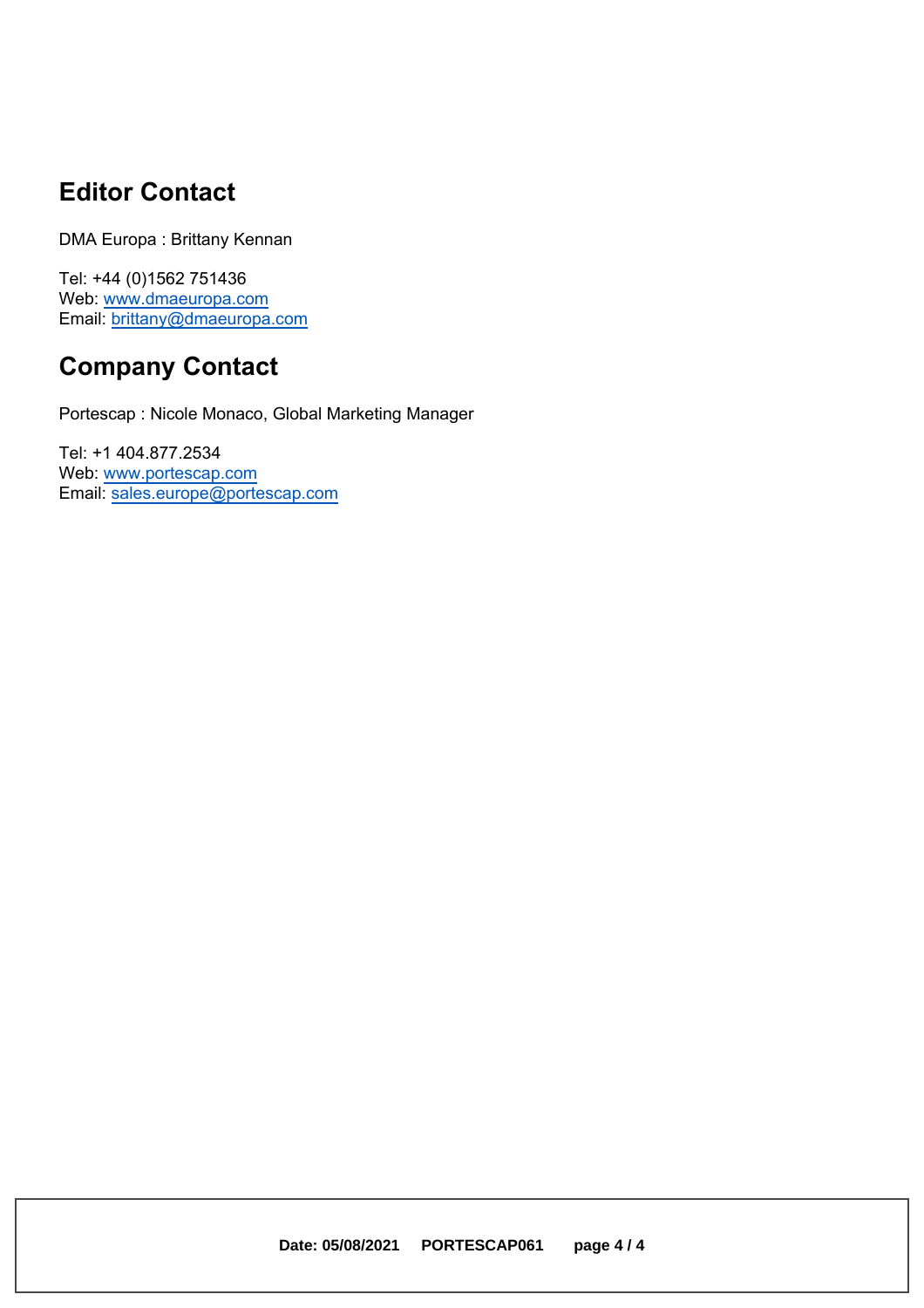## Editor Contact

DMA Europa : Brittany Kennan

Tel: +44 (0)1562 751436
Web: www.dmaeuropa.com
Email: brittany@dmaeuropa.com

## Company Contact

Portescap : Nicole Monaco, Global Marketing Manager

Tel: +1 404.877.2534
Web: www.portescap.com
Email: sales.europe@portescap.com